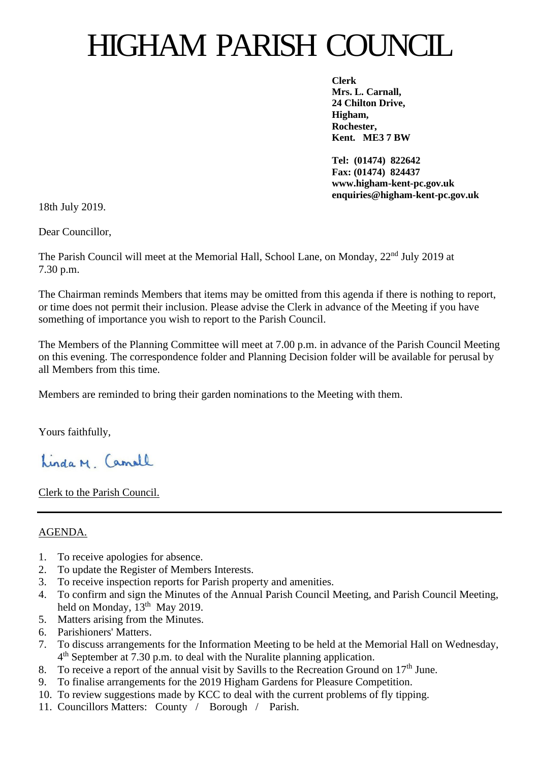# HIGHAM PARISH COUNCIL

**Clerk**
**Mrs. L. Carnall,**
**24 Chilton Drive,**
**Higham,**
**Rochester,**
**Kent. ME3 7 BW**

**Tel: (01474) 822642**
**Fax: (01474) 824437**
**www.higham-kent-pc.gov.uk**
**enquiries@higham-kent-pc.gov.uk**

18th July 2019.

Dear Councillor,

The Parish Council will meet at the Memorial Hall, School Lane, on Monday, 22nd July 2019 at 7.30 p.m.

The Chairman reminds Members that items may be omitted from this agenda if there is nothing to report, or time does not permit their inclusion. Please advise the Clerk in advance of the Meeting if you have something of importance you wish to report to the Parish Council.

The Members of the Planning Committee will meet at 7.00 p.m. in advance of the Parish Council Meeting on this evening. The correspondence folder and Planning Decision folder will be available for perusal by all Members from this time.

Members are reminded to bring their garden nominations to the Meeting with them.

Yours faithfully,

Linda M. Carnall

Clerk to the Parish Council.

---

AGENDA.

1. To receive apologies for absence.
2. To update the Register of Members Interests.
3. To receive inspection reports for Parish property and amenities.
4. To confirm and sign the Minutes of the Annual Parish Council Meeting, and Parish Council Meeting, held on Monday, 13th May 2019.
5. Matters arising from the Minutes.
6. Parishioners' Matters.
7. To discuss arrangements for the Information Meeting to be held at the Memorial Hall on Wednesday, 4th September at 7.30 p.m. to deal with the Nuralite planning application.
8. To receive a report of the annual visit by Savills to the Recreation Ground on 17th June.
9. To finalise arrangements for the 2019 Higham Gardens for Pleasure Competition.
10. To review suggestions made by KCC to deal with the current problems of fly tipping.
11. Councillors Matters: County / Borough / Parish.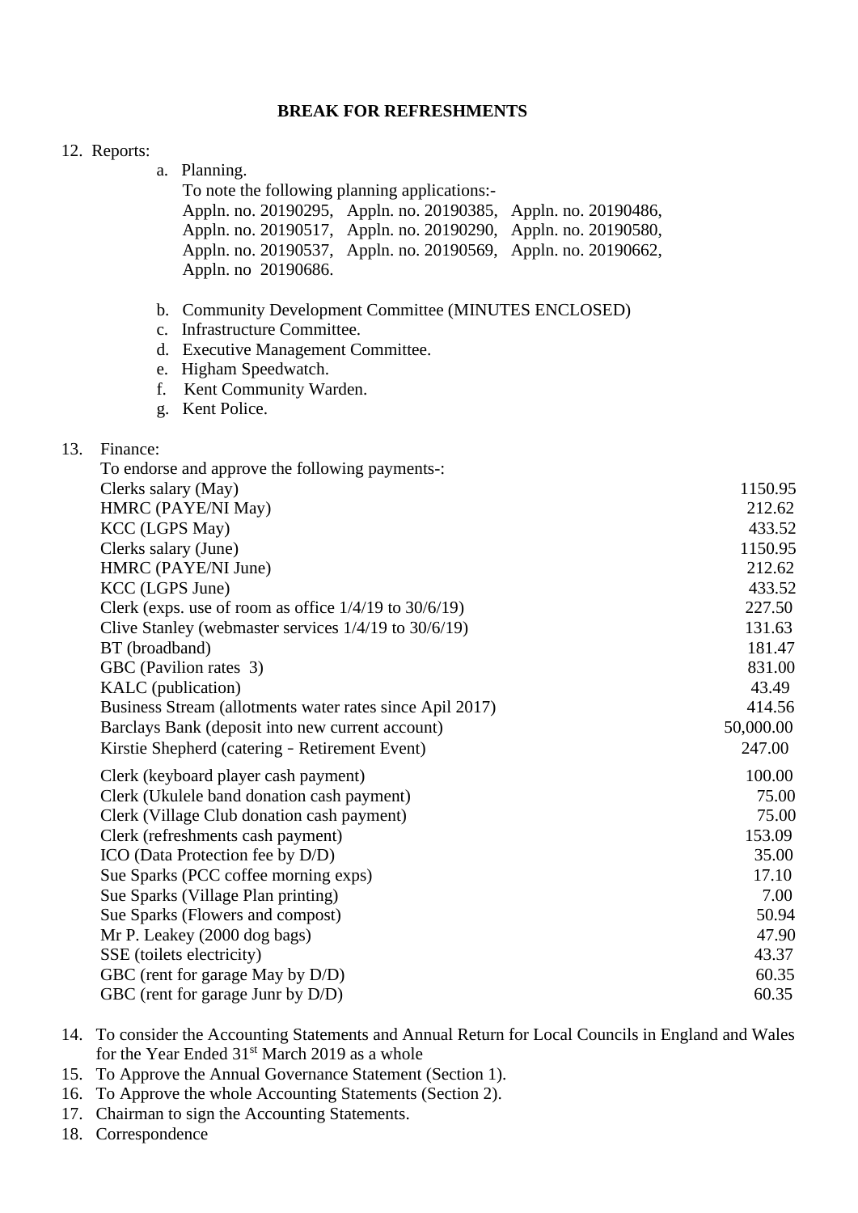**BREAK FOR REFRESHMENTS**

12. Reports:
    a. Planning.
       To note the following planning applications:-
       Appln. no. 20190295, Appln. no. 20190385, Appln. no. 20190486,
       Appln. no. 20190517, Appln. no. 20190290, Appln. no. 20190580,
       Appln. no. 20190537, Appln. no. 20190569, Appln. no. 20190662,
       Appln. no 20190686.

    b. Community Development Committee (MINUTES ENCLOSED)
    c. Infrastructure Committee.
    d. Executive Management Committee.
    e. Higham Speedwatch.
    f. Kent Community Warden.
    g. Kent Police.

13. Finance:
    To endorse and approve the following payments-:

| | |
|---|---|
| Clerks salary (May) | 1150.95 |
| HMRC (PAYE/NI May) | 212.62 |
| KCC (LGPS May) | 433.52 |
| Clerks salary (June) | 1150.95 |
| HMRC (PAYE/NI June) | 212.62 |
| KCC (LGPS June) | 433.52 |
| Clerk (exps. use of room as office 1/4/19 to 30/6/19) | 227.50 |
| Clive Stanley (webmaster services 1/4/19 to 30/6/19) | 131.63 |
| BT (broadband) | 181.47 |
| GBC (Pavilion rates 3) | 831.00 |
| KALC (publication) | 43.49 |
| Business Stream (allotments water rates since Apil 2017) | 414.56 |
| Barclays Bank (deposit into new current account) | 50,000.00 |
| Kirstie Shepherd (catering - Retirement Event) | 247.00 |
| Clerk (keyboard player cash payment) | 100.00 |
| Clerk (Ukulele band donation cash payment) | 75.00 |
| Clerk (Village Club donation cash payment) | 75.00 |
| Clerk (refreshments cash payment) | 153.09 |
| ICO (Data Protection fee by D/D) | 35.00 |
| Sue Sparks (PCC coffee morning exps) | 17.10 |
| Sue Sparks (Village Plan printing) | 7.00 |
| Sue Sparks (Flowers and compost) | 50.94 |
| Mr P. Leakey (2000 dog bags) | 47.90 |
| SSE (toilets electricity) | 43.37 |
| GBC (rent for garage May by D/D) | 60.35 |
| GBC (rent for garage Junr by D/D) | 60.35 |

14. To consider the Accounting Statements and Annual Return for Local Councils in England and Wales for the Year Ended 31st March 2019 as a whole
15. To Approve the Annual Governance Statement (Section 1).
16. To Approve the whole Accounting Statements (Section 2).
17. Chairman to sign the Accounting Statements.
18. Correspondence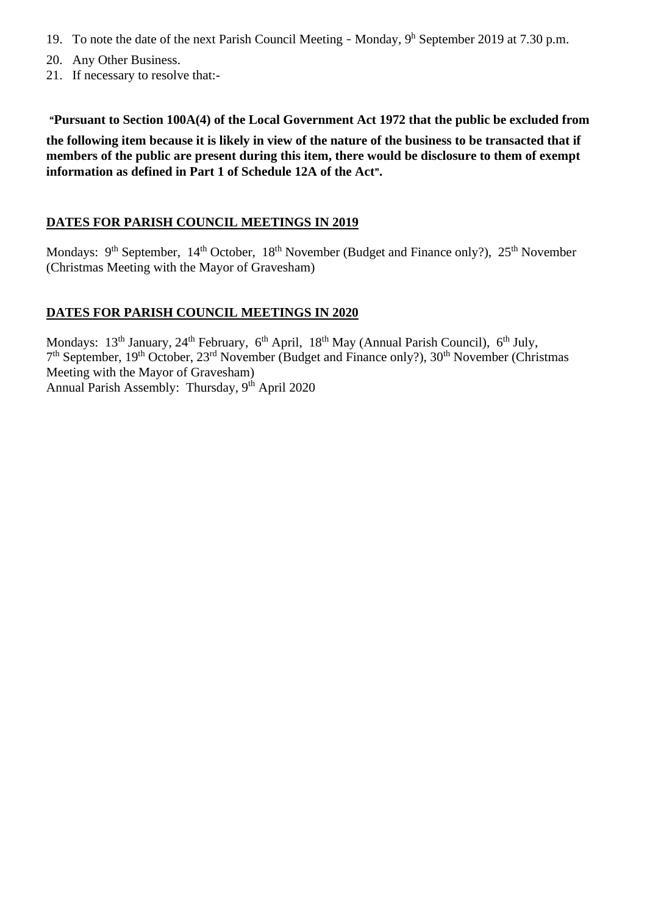19. To note the date of the next Parish Council Meeting - Monday, 9h September 2019 at 7.30 p.m.
20. Any Other Business.
21. If necessary to resolve that:-

**"Pursuant to Section 100A(4) of the Local Government Act 1972 that the public be excluded from the following item because it is likely in view of the nature of the business to be transacted that if members of the public are present during this item, there would be disclosure to them of exempt information as defined in Part 1 of Schedule 12A of the Act".**

## DATES FOR PARISH COUNCIL MEETINGS IN 2019

Mondays: 9th September, 14th October, 18th November (Budget and Finance only?), 25th November (Christmas Meeting with the Mayor of Gravesham)

## DATES FOR PARISH COUNCIL MEETINGS IN 2020

Mondays: 13th January, 24th February, 6th April, 18th May (Annual Parish Council), 6th July, 7th September, 19th October, 23rd November (Budget and Finance only?), 30th November (Christmas Meeting with the Mayor of Gravesham)
Annual Parish Assembly: Thursday, 9th April 2020